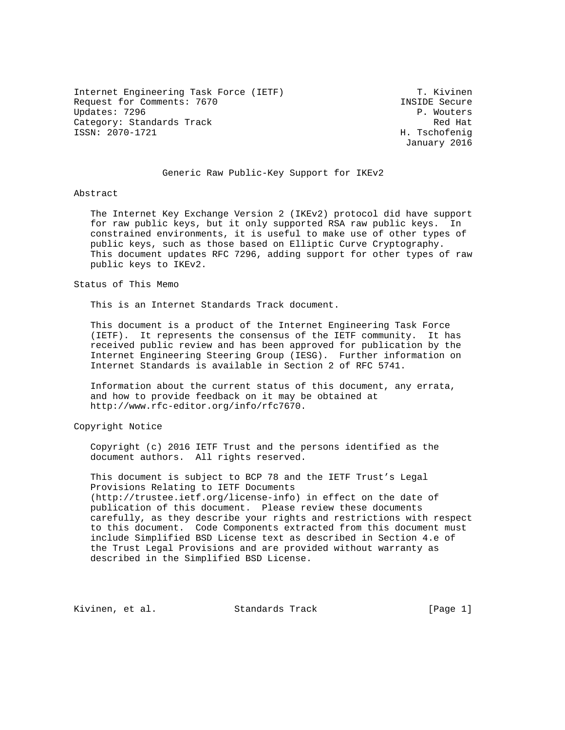Internet Engineering Task Force (IETF) T. Kivinen
Request for Comments: 7670 INSIDE Secure
Updates: 7296 P. Wouters
Category: Standards Track Red Hat
ISSN: 2070-1721 H. Tschofenig
January 2016

# Generic Raw Public-Key Support for IKEv2

## Abstract

The Internet Key Exchange Version 2 (IKEv2) protocol did have support for raw public keys, but it only supported RSA raw public keys. In constrained environments, it is useful to make use of other types of public keys, such as those based on Elliptic Curve Cryptography. This document updates RFC 7296, adding support for other types of raw public keys to IKEv2.

## Status of This Memo

This is an Internet Standards Track document.

This document is a product of the Internet Engineering Task Force (IETF). It represents the consensus of the IETF community. It has received public review and has been approved for publication by the Internet Engineering Steering Group (IESG). Further information on Internet Standards is available in Section 2 of RFC 5741.

Information about the current status of this document, any errata, and how to provide feedback on it may be obtained at http://www.rfc-editor.org/info/rfc7670.

## Copyright Notice

Copyright (c) 2016 IETF Trust and the persons identified as the document authors. All rights reserved.

This document is subject to BCP 78 and the IETF Trust's Legal Provisions Relating to IETF Documents (http://trustee.ietf.org/license-info) in effect on the date of publication of this document. Please review these documents carefully, as they describe your rights and restrictions with respect to this document. Code Components extracted from this document must include Simplified BSD License text as described in Section 4.e of the Trust Legal Provisions and are provided without warranty as described in the Simplified BSD License.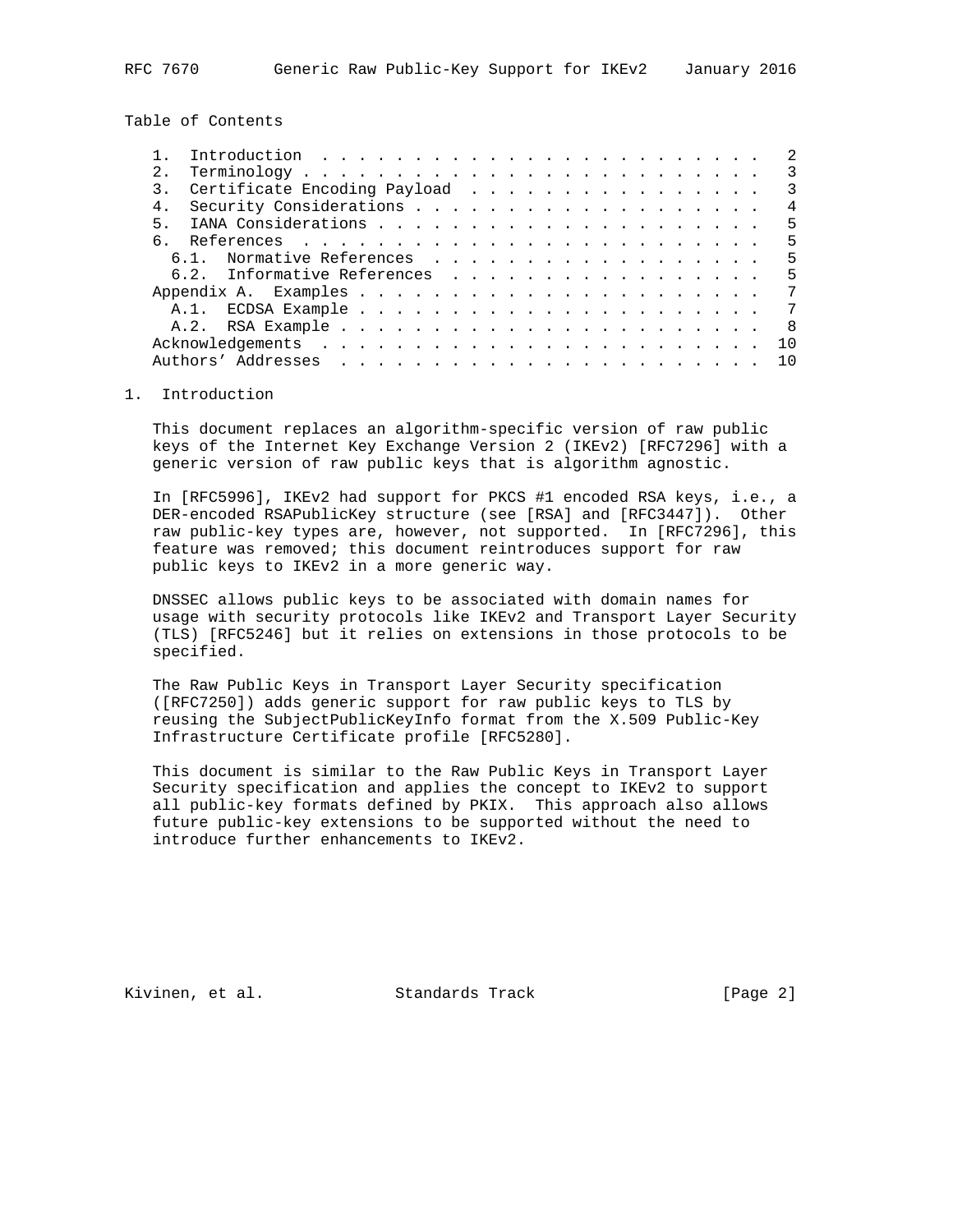## Table of Contents

```
   1.  Introduction  . . . . . . . . . . . . . . . . . . . . . . . .   2
   2.  Terminology . . . . . . . . . . . . . . . . . . . . . . . . .   3
   3.  Certificate Encoding Payload  . . . . . . . . . . . . . . . .   3
   4.  Security Considerations . . . . . . . . . . . . . . . . . . .   4
   5.  IANA Considerations . . . . . . . . . . . . . . . . . . . . .   5
   6.  References  . . . . . . . . . . . . . . . . . . . . . . . . .   5
     6.1.  Normative References  . . . . . . . . . . . . . . . . . .   5
     6.2.  Informative References  . . . . . . . . . . . . . . . . .   5
   Appendix A.  Examples . . . . . . . . . . . . . . . . . . . . . .   7
     A.1.  ECDSA Example . . . . . . . . . . . . . . . . . . . . . .   7
     A.2.  RSA Example . . . . . . . . . . . . . . . . . . . . . . .   8
   Acknowledgements  . . . . . . . . . . . . . . . . . . . . . . . .  10
   Authors' Addresses  . . . . . . . . . . . . . . . . . . . . . . .  10
```

## 1. Introduction

This document replaces an algorithm-specific version of raw public keys of the Internet Key Exchange Version 2 (IKEv2) [RFC7296] with a generic version of raw public keys that is algorithm agnostic.

In [RFC5996], IKEv2 had support for PKCS #1 encoded RSA keys, i.e., a DER-encoded RSAPublicKey structure (see [RSA] and [RFC3447]). Other raw public-key types are, however, not supported. In [RFC7296], this feature was removed; this document reintroduces support for raw public keys to IKEv2 in a more generic way.

DNSSEC allows public keys to be associated with domain names for usage with security protocols like IKEv2 and Transport Layer Security (TLS) [RFC5246] but it relies on extensions in those protocols to be specified.

The Raw Public Keys in Transport Layer Security specification ([RFC7250]) adds generic support for raw public keys to TLS by reusing the SubjectPublicKeyInfo format from the X.509 Public-Key Infrastructure Certificate profile [RFC5280].

This document is similar to the Raw Public Keys in Transport Layer Security specification and applies the concept to IKEv2 to support all public-key formats defined by PKIX. This approach also allows future public-key extensions to be supported without the need to introduce further enhancements to IKEv2.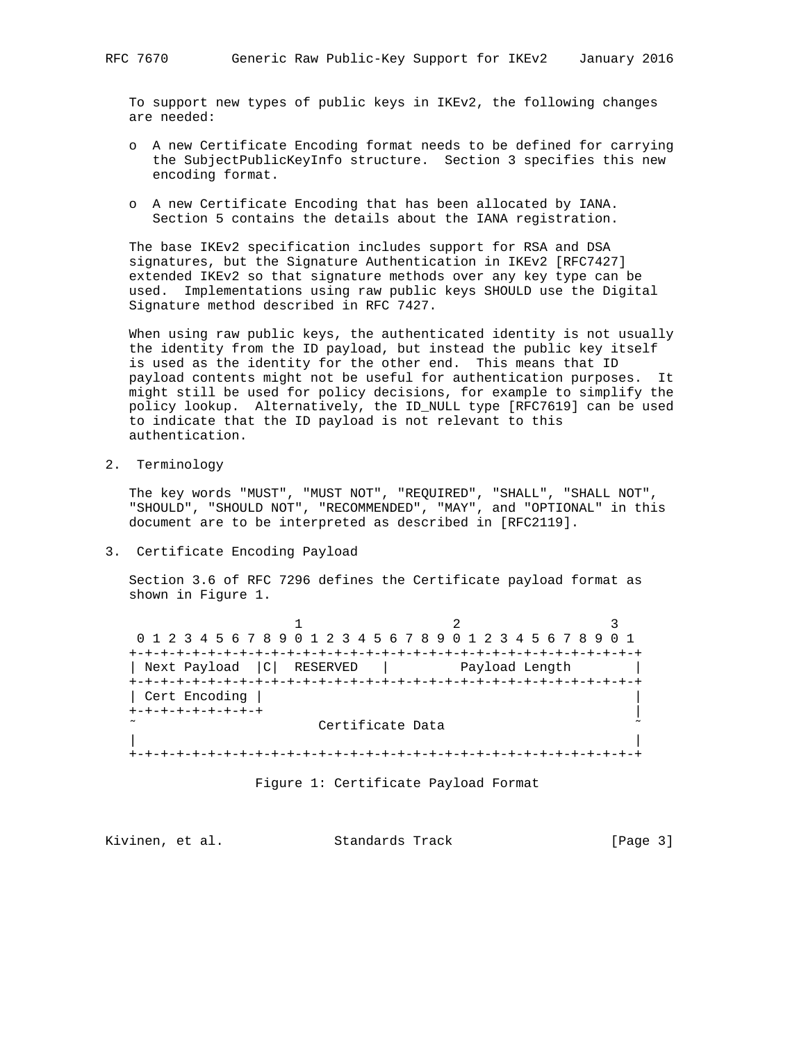To support new types of public keys in IKEv2, the following changes are needed:

- A new Certificate Encoding format needs to be defined for carrying the SubjectPublicKeyInfo structure. Section 3 specifies this new encoding format.
- A new Certificate Encoding that has been allocated by IANA. Section 5 contains the details about the IANA registration.

The base IKEv2 specification includes support for RSA and DSA signatures, but the Signature Authentication in IKEv2 [RFC7427] extended IKEv2 so that signature methods over any key type can be used. Implementations using raw public keys SHOULD use the Digital Signature method described in RFC 7427.

When using raw public keys, the authenticated identity is not usually the identity from the ID payload, but instead the public key itself is used as the identity for the other end. This means that ID payload contents might not be useful for authentication purposes. It might still be used for policy decisions, for example to simplify the policy lookup. Alternatively, the ID_NULL type [RFC7619] can be used to indicate that the ID payload is not relevant to this authentication.

## 2. Terminology

The key words "MUST", "MUST NOT", "REQUIRED", "SHALL", "SHALL NOT", "SHOULD", "SHOULD NOT", "RECOMMENDED", "MAY", and "OPTIONAL" in this document are to be interpreted as described in [RFC2119].

## 3. Certificate Encoding Payload

Section 3.6 of RFC 7296 defines the Certificate payload format as shown in Figure 1.

```
                     1                   2                   3
 0 1 2 3 4 5 6 7 8 9 0 1 2 3 4 5 6 7 8 9 0 1 2 3 4 5 6 7 8 9 0 1
+-+-+-+-+-+-+-+-+-+-+-+-+-+-+-+-+-+-+-+-+-+-+-+-+-+-+-+-+-+-+-+-+
| Next Payload  |C|  RESERVED   |         Payload Length        |
+-+-+-+-+-+-+-+-+-+-+-+-+-+-+-+-+-+-+-+-+-+-+-+-+-+-+-+-+-+-+-+-+
| Cert Encoding |                                               |
+-+-+-+-+-+-+-+-+                                               |
~                       Certificate Data                        ~
|                                                               |
+-+-+-+-+-+-+-+-+-+-+-+-+-+-+-+-+-+-+-+-+-+-+-+-+-+-+-+-+-+-+-+-+
```

Figure 1: Certificate Payload Format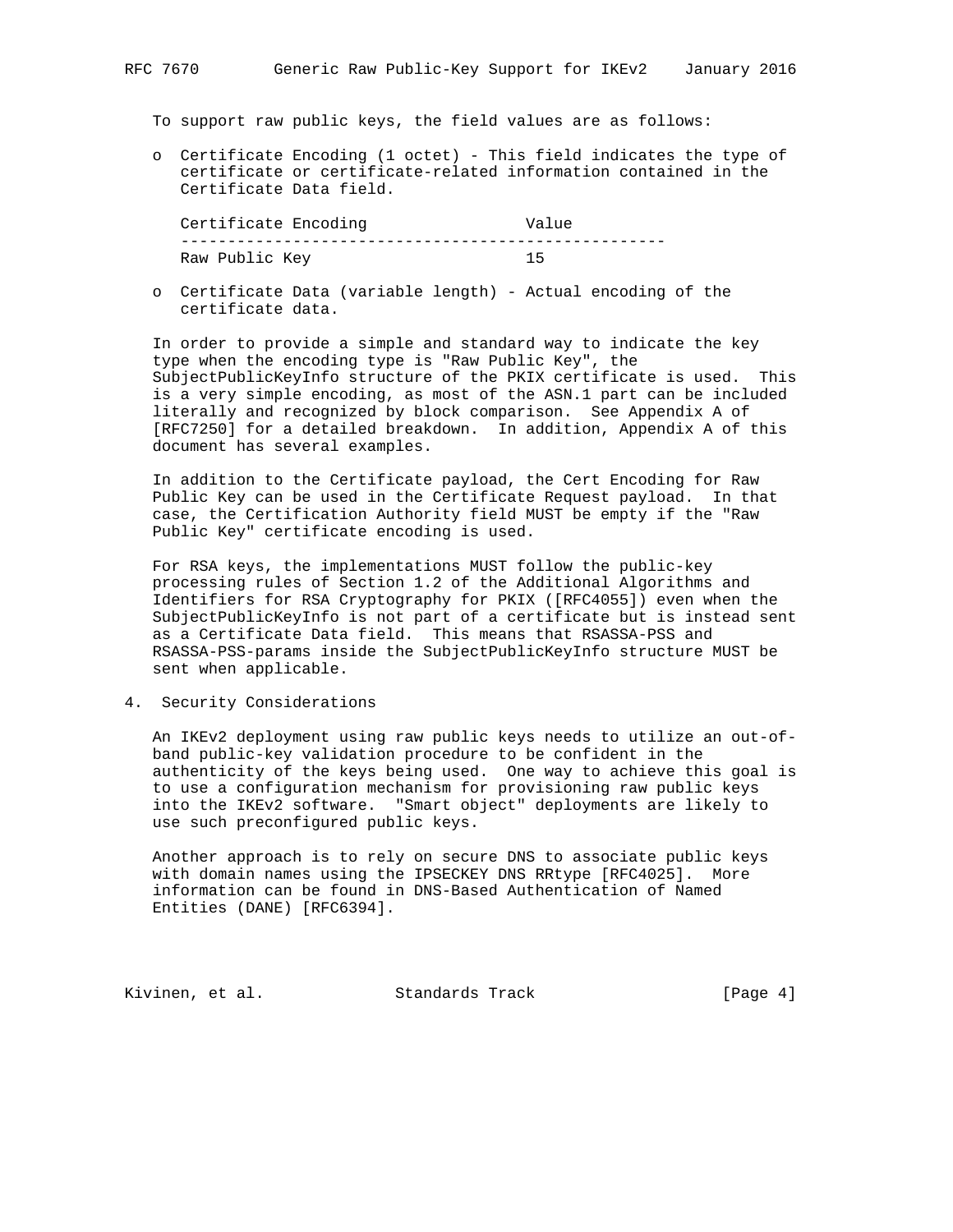To support raw public keys, the field values are as follows:

- Certificate Encoding (1 octet) - This field indicates the type of certificate or certificate-related information contained in the Certificate Data field.

| Certificate Encoding | Value |
|---|---|
| Raw Public Key | 15 |

- Certificate Data (variable length) - Actual encoding of the certificate data.

In order to provide a simple and standard way to indicate the key type when the encoding type is "Raw Public Key", the SubjectPublicKeyInfo structure of the PKIX certificate is used. This is a very simple encoding, as most of the ASN.1 part can be included literally and recognized by block comparison. See Appendix A of [RFC7250] for a detailed breakdown. In addition, Appendix A of this document has several examples.

In addition to the Certificate payload, the Cert Encoding for Raw Public Key can be used in the Certificate Request payload. In that case, the Certification Authority field MUST be empty if the "Raw Public Key" certificate encoding is used.

For RSA keys, the implementations MUST follow the public-key processing rules of Section 1.2 of the Additional Algorithms and Identifiers for RSA Cryptography for PKIX ([RFC4055]) even when the SubjectPublicKeyInfo is not part of a certificate but is instead sent as a Certificate Data field. This means that RSASSA-PSS and RSASSA-PSS-params inside the SubjectPublicKeyInfo structure MUST be sent when applicable.

## 4. Security Considerations

An IKEv2 deployment using raw public keys needs to utilize an out-of-band public-key validation procedure to be confident in the authenticity of the keys being used. One way to achieve this goal is to use a configuration mechanism for provisioning raw public keys into the IKEv2 software. "Smart object" deployments are likely to use such preconfigured public keys.

Another approach is to rely on secure DNS to associate public keys with domain names using the IPSECKEY DNS RRtype [RFC4025]. More information can be found in DNS-Based Authentication of Named Entities (DANE) [RFC6394].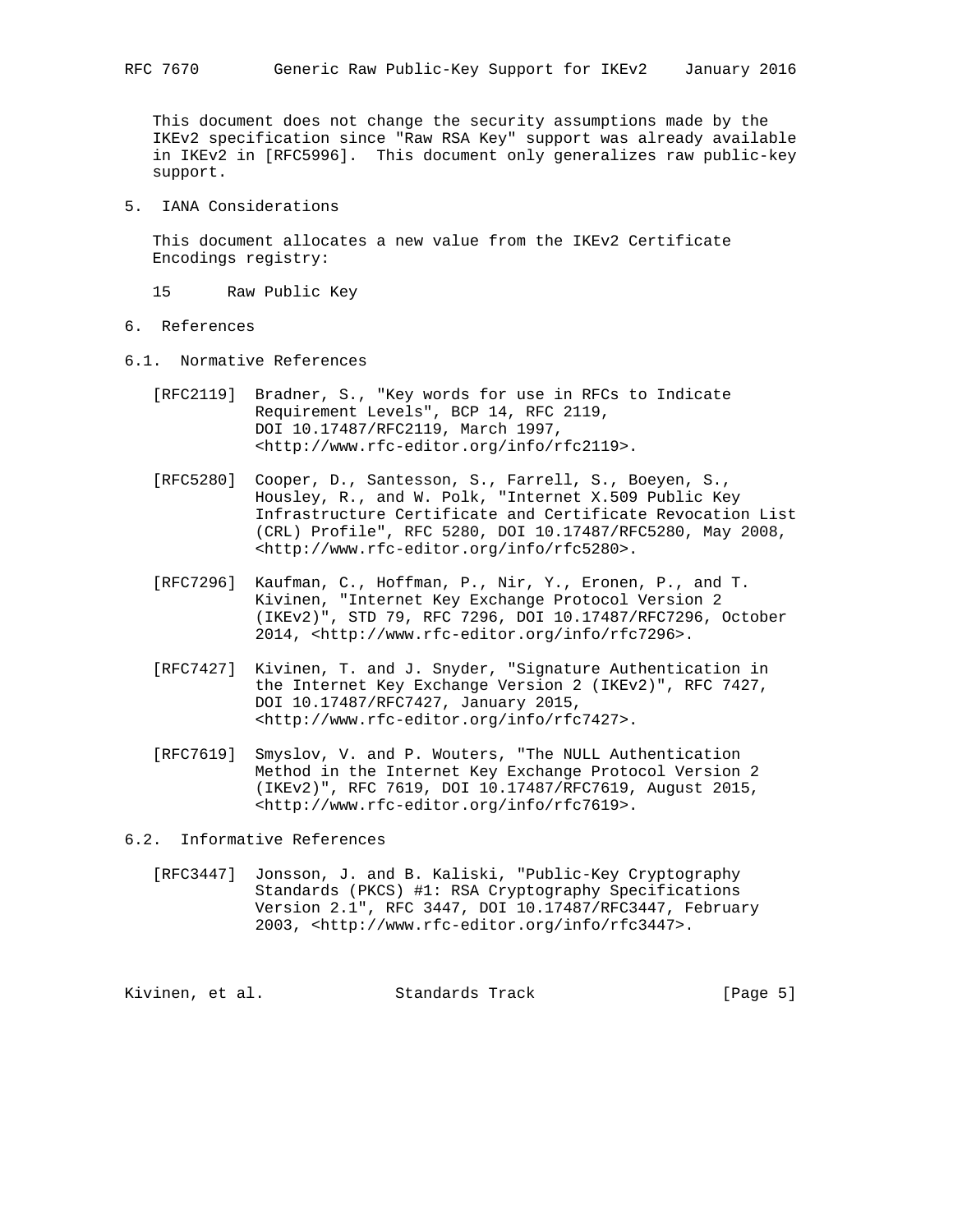This document does not change the security assumptions made by the IKEv2 specification since "Raw RSA Key" support was already available in IKEv2 in [RFC5996]. This document only generalizes raw public-key support.

## 5. IANA Considerations

This document allocates a new value from the IKEv2 Certificate Encodings registry:

```
   15      Raw Public Key
```

## 6. References

### 6.1. Normative References

[RFC2119] Bradner, S., "Key words for use in RFCs to Indicate Requirement Levels", BCP 14, RFC 2119, DOI 10.17487/RFC2119, March 1997, <http://www.rfc-editor.org/info/rfc2119>.

[RFC5280] Cooper, D., Santesson, S., Farrell, S., Boeyen, S., Housley, R., and W. Polk, "Internet X.509 Public Key Infrastructure Certificate and Certificate Revocation List (CRL) Profile", RFC 5280, DOI 10.17487/RFC5280, May 2008, <http://www.rfc-editor.org/info/rfc5280>.

[RFC7296] Kaufman, C., Hoffman, P., Nir, Y., Eronen, P., and T. Kivinen, "Internet Key Exchange Protocol Version 2 (IKEv2)", STD 79, RFC 7296, DOI 10.17487/RFC7296, October 2014, <http://www.rfc-editor.org/info/rfc7296>.

[RFC7427] Kivinen, T. and J. Snyder, "Signature Authentication in the Internet Key Exchange Version 2 (IKEv2)", RFC 7427, DOI 10.17487/RFC7427, January 2015, <http://www.rfc-editor.org/info/rfc7427>.

[RFC7619] Smyslov, V. and P. Wouters, "The NULL Authentication Method in the Internet Key Exchange Protocol Version 2 (IKEv2)", RFC 7619, DOI 10.17487/RFC7619, August 2015, <http://www.rfc-editor.org/info/rfc7619>.

### 6.2. Informative References

[RFC3447] Jonsson, J. and B. Kaliski, "Public-Key Cryptography Standards (PKCS) #1: RSA Cryptography Specifications Version 2.1", RFC 3447, DOI 10.17487/RFC3447, February 2003, <http://www.rfc-editor.org/info/rfc3447>.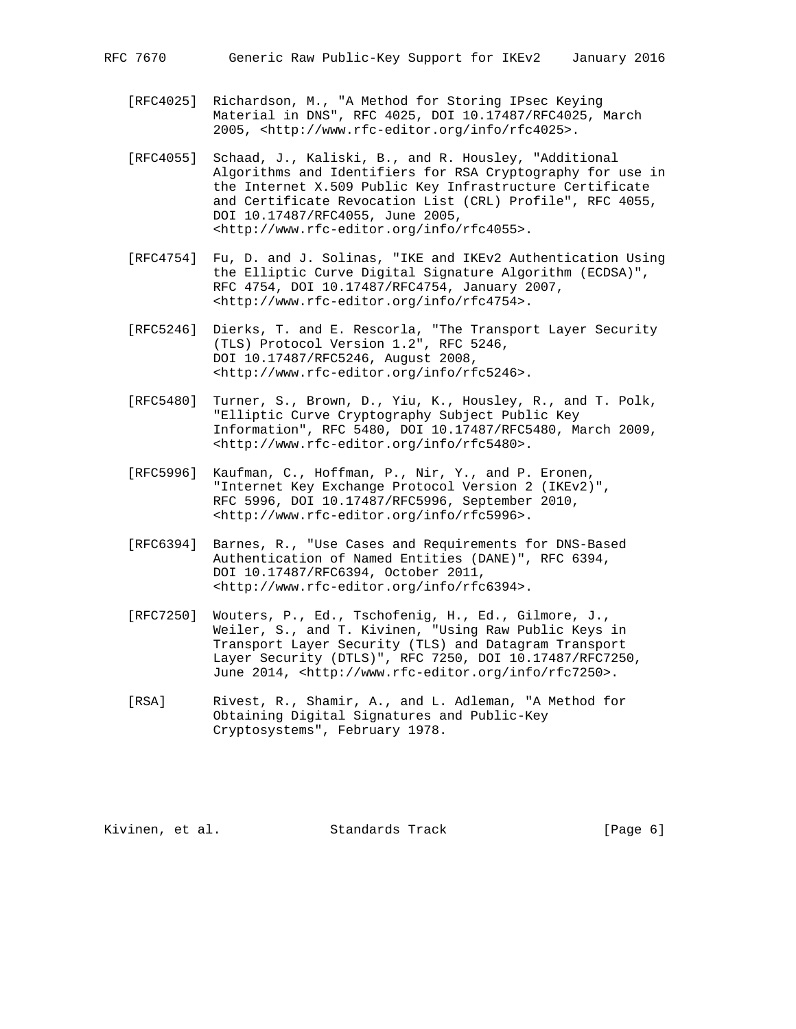[RFC4025] Richardson, M., "A Method for Storing IPsec Keying Material in DNS", RFC 4025, DOI 10.17487/RFC4025, March 2005, <http://www.rfc-editor.org/info/rfc4025>.

[RFC4055] Schaad, J., Kaliski, B., and R. Housley, "Additional Algorithms and Identifiers for RSA Cryptography for use in the Internet X.509 Public Key Infrastructure Certificate and Certificate Revocation List (CRL) Profile", RFC 4055, DOI 10.17487/RFC4055, June 2005, <http://www.rfc-editor.org/info/rfc4055>.

[RFC4754] Fu, D. and J. Solinas, "IKE and IKEv2 Authentication Using the Elliptic Curve Digital Signature Algorithm (ECDSA)", RFC 4754, DOI 10.17487/RFC4754, January 2007, <http://www.rfc-editor.org/info/rfc4754>.

[RFC5246] Dierks, T. and E. Rescorla, "The Transport Layer Security (TLS) Protocol Version 1.2", RFC 5246, DOI 10.17487/RFC5246, August 2008, <http://www.rfc-editor.org/info/rfc5246>.

[RFC5480] Turner, S., Brown, D., Yiu, K., Housley, R., and T. Polk, "Elliptic Curve Cryptography Subject Public Key Information", RFC 5480, DOI 10.17487/RFC5480, March 2009, <http://www.rfc-editor.org/info/rfc5480>.

[RFC5996] Kaufman, C., Hoffman, P., Nir, Y., and P. Eronen, "Internet Key Exchange Protocol Version 2 (IKEv2)", RFC 5996, DOI 10.17487/RFC5996, September 2010, <http://www.rfc-editor.org/info/rfc5996>.

[RFC6394] Barnes, R., "Use Cases and Requirements for DNS-Based Authentication of Named Entities (DANE)", RFC 6394, DOI 10.17487/RFC6394, October 2011, <http://www.rfc-editor.org/info/rfc6394>.

[RFC7250] Wouters, P., Ed., Tschofenig, H., Ed., Gilmore, J., Weiler, S., and T. Kivinen, "Using Raw Public Keys in Transport Layer Security (TLS) and Datagram Transport Layer Security (DTLS)", RFC 7250, DOI 10.17487/RFC7250, June 2014, <http://www.rfc-editor.org/info/rfc7250>.

[RSA] Rivest, R., Shamir, A., and L. Adleman, "A Method for Obtaining Digital Signatures and Public-Key Cryptosystems", February 1978.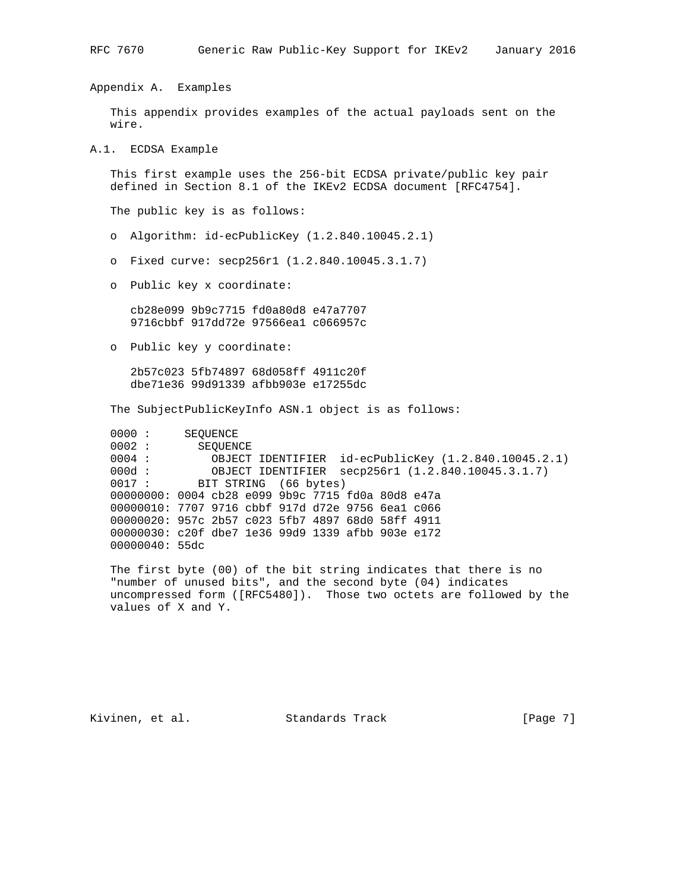## Appendix A. Examples

This appendix provides examples of the actual payloads sent on the wire.

### A.1. ECDSA Example

This first example uses the 256-bit ECDSA private/public key pair defined in Section 8.1 of the IKEv2 ECDSA document [RFC4754].

The public key is as follows:

- Algorithm: id-ecPublicKey (1.2.840.10045.2.1)
- Fixed curve: secp256r1 (1.2.840.10045.3.1.7)
- Public key x coordinate:

```
cb28e099 9b9c7715 fd0a80d8 e47a7707
9716cbbf 917dd72e 97566ea1 c066957c
```

- Public key y coordinate:

```
2b57c023 5fb74897 68d058ff 4911c20f
dbe71e36 99d91339 afbb903e e17255dc
```

The SubjectPublicKeyInfo ASN.1 object is as follows:

```
0000 :     SEQUENCE
0002 :       SEQUENCE
0004 :         OBJECT IDENTIFIER  id-ecPublicKey (1.2.840.10045.2.1)
000d :         OBJECT IDENTIFIER  secp256r1 (1.2.840.10045.3.1.7)
0017 :       BIT STRING  (66 bytes)
00000000: 0004 cb28 e099 9b9c 7715 fd0a 80d8 e47a
00000010: 7707 9716 cbbf 917d d72e 9756 6ea1 c066
00000020: 957c 2b57 c023 5fb7 4897 68d0 58ff 4911
00000030: c20f dbe7 1e36 99d9 1339 afbb 903e e172
00000040: 55dc
```

The first byte (00) of the bit string indicates that there is no "number of unused bits", and the second byte (04) indicates uncompressed form ([RFC5480]). Those two octets are followed by the values of X and Y.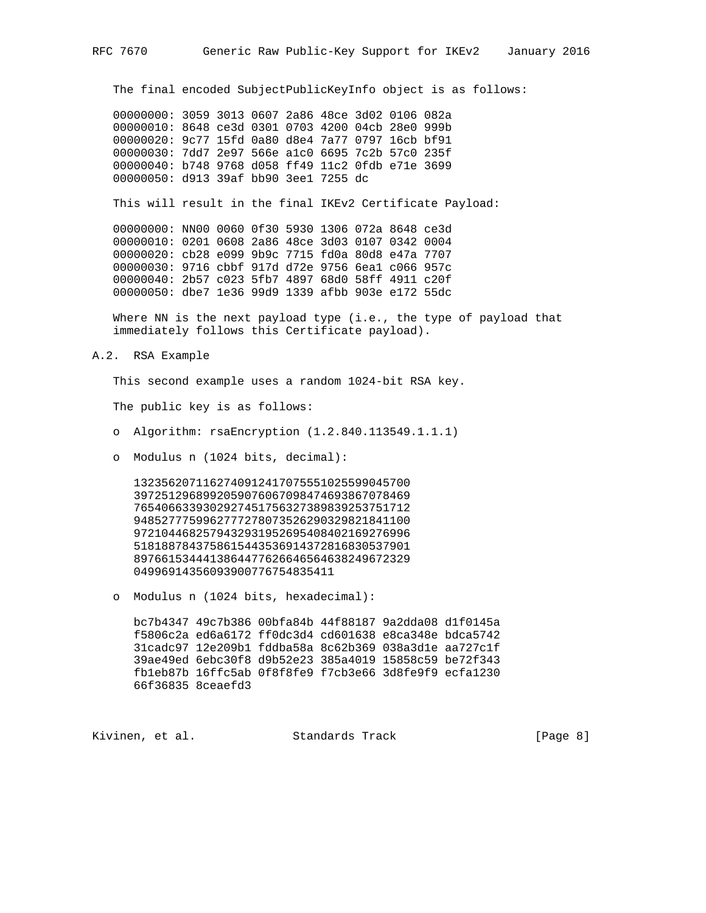The final encoded SubjectPublicKeyInfo object is as follows:

```
00000000: 3059 3013 0607 2a86 48ce 3d02 0106 082a
00000010: 8648 ce3d 0301 0703 4200 04cb 28e0 999b
00000020: 9c77 15fd 0a80 d8e4 7a77 0797 16cb bf91
00000030: 7dd7 2e97 566e a1c0 6695 7c2b 57c0 235f
00000040: b748 9768 d058 ff49 11c2 0fdb e71e 3699
00000050: d913 39af bb90 3ee1 7255 dc
```

This will result in the final IKEv2 Certificate Payload:

```
00000000: NN00 0060 0f30 5930 1306 072a 8648 ce3d
00000010: 0201 0608 2a86 48ce 3d03 0107 0342 0004
00000020: cb28 e099 9b9c 7715 fd0a 80d8 e47a 7707
00000030: 9716 cbbf 917d d72e 9756 6ea1 c066 957c
00000040: 2b57 c023 5fb7 4897 68d0 58ff 4911 c20f
00000050: dbe7 1e36 99d9 1339 afbb 903e e172 55dc
```

Where NN is the next payload type (i.e., the type of payload that immediately follows this Certificate payload).

## A.2. RSA Example

This second example uses a random 1024-bit RSA key.

The public key is as follows:

- Algorithm: rsaEncryption (1.2.840.113549.1.1.1)
- Modulus n (1024 bits, decimal):

```
1323562071162740912417075551025599045700
3972512968992059076067098474693867078469
7654066339302927451756327389839253751712
9485277759962777278073526290329821841100
9721044682579432931952695408402169276996
5181887843758615443536914372816830537901
8976615344413864477626646564638249672329
0499691435609390077675483541​1
```

- Modulus n (1024 bits, hexadecimal):

```
bc7b4347 49c7b386 00bfa84b 44f88187 9a2dda08 d1f0145a
f5806c2a ed6a6172 ff0dc3d4 cd601638 e8ca348e bdca5742
31cadc97 12e209b1 fddba58a 8c62b369 038a3d1e aa727c1f
39ae49ed 6ebc30f8 d9b52e23 385a4019 15858c59 be72f343
fb1eb87b 16ffc5ab 0f8f8fe9 f7cb3e66 3d8fe9f9 ecfa1230
66f36835 8ceaefd3
```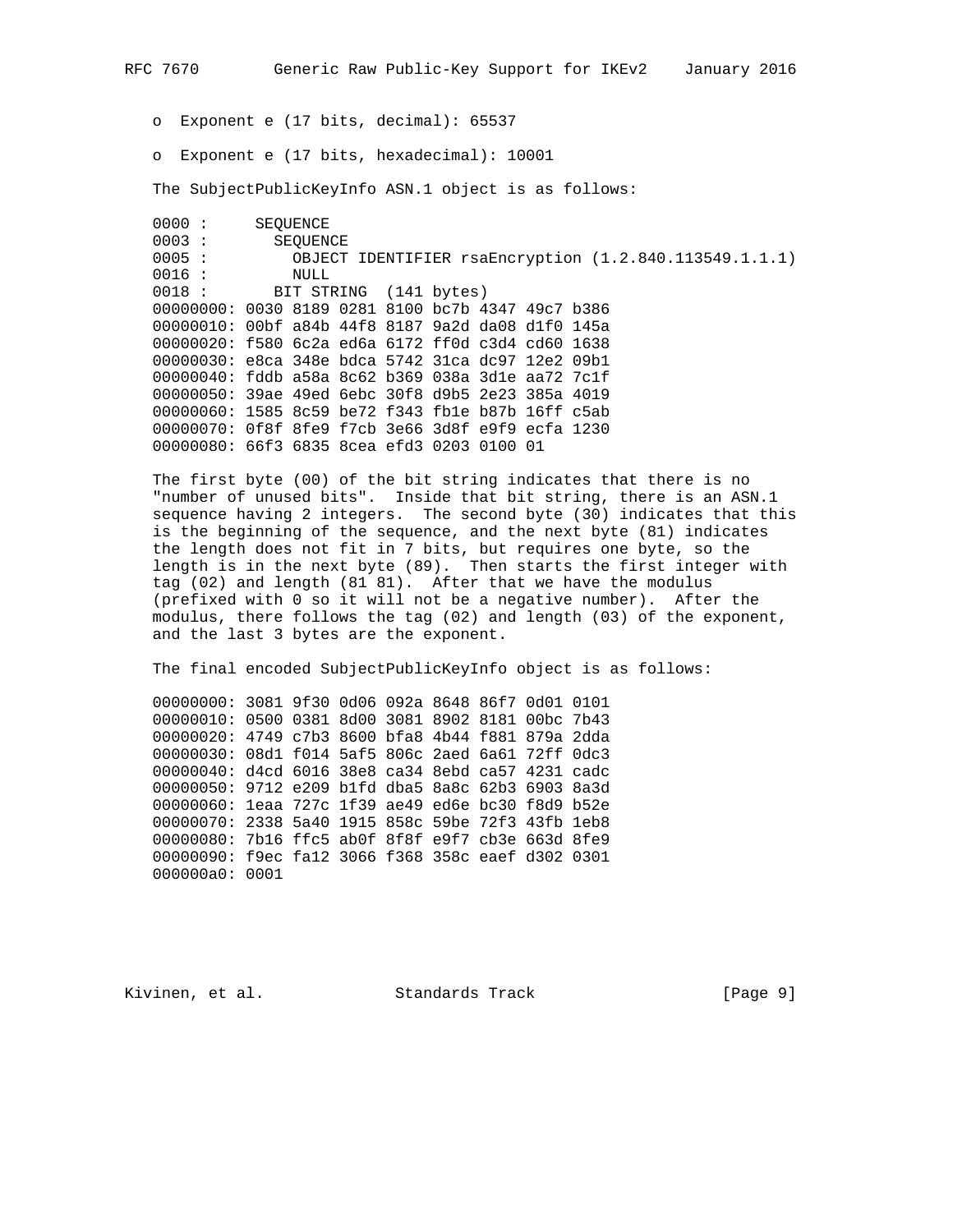o Exponent e (17 bits, decimal): 65537

o Exponent e (17 bits, hexadecimal): 10001

The SubjectPublicKeyInfo ASN.1 object is as follows:

```
0000 :     SEQUENCE
0003 :       SEQUENCE
0005 :         OBJECT IDENTIFIER rsaEncryption (1.2.840.113549.1.1.1)
0016 :         NULL
0018 :       BIT STRING  (141 bytes)
00000000: 0030 8189 0281 8100 bc7b 4347 49c7 b386
00000010: 00bf a84b 44f8 8187 9a2d da08 d1f0 145a
00000020: f580 6c2a ed6a 6172 ff0d c3d4 cd60 1638
00000030: e8ca 348e bdca 5742 31ca dc97 12e2 09b1
00000040: fddb a58a 8c62 b369 038a 3d1e aa72 7c1f
00000050: 39ae 49ed 6ebc 30f8 d9b5 2e23 385a 4019
00000060: 1585 8c59 be72 f343 fb1e b87b 16ff c5ab
00000070: 0f8f 8fe9 f7cb 3e66 3d8f e9f9 ecfa 1230
00000080: 66f3 6835 8cea efd3 0203 0100 01
```

The first byte (00) of the bit string indicates that there is no "number of unused bits". Inside that bit string, there is an ASN.1 sequence having 2 integers. The second byte (30) indicates that this is the beginning of the sequence, and the next byte (81) indicates the length does not fit in 7 bits, but requires one byte, so the length is in the next byte (89). Then starts the first integer with tag (02) and length (81 81). After that we have the modulus (prefixed with 0 so it will not be a negative number). After the modulus, there follows the tag (02) and length (03) of the exponent, and the last 3 bytes are the exponent.

The final encoded SubjectPublicKeyInfo object is as follows:

```
00000000: 3081 9f30 0d06 092a 8648 86f7 0d01 0101
00000010: 0500 0381 8d00 3081 8902 8181 00bc 7b43
00000020: 4749 c7b3 8600 bfa8 4b44 f881 879a 2dda
00000030: 08d1 f014 5af5 806c 2aed 6a61 72ff 0dc3
00000040: d4cd 6016 38e8 ca34 8ebd ca57 4231 cadc
00000050: 9712 e209 b1fd dba5 8a8c 62b3 6903 8a3d
00000060: 1eaa 727c 1f39 ae49 ed6e bc30 f8d9 b52e
00000070: 2338 5a40 1915 858c 59be 72f3 43fb 1eb8
00000080: 7b16 ffc5 ab0f 8f8f e9f7 cb3e 663d 8fe9
00000090: f9ec fa12 3066 f368 358c eaef d302 0301
000000a0: 0001
```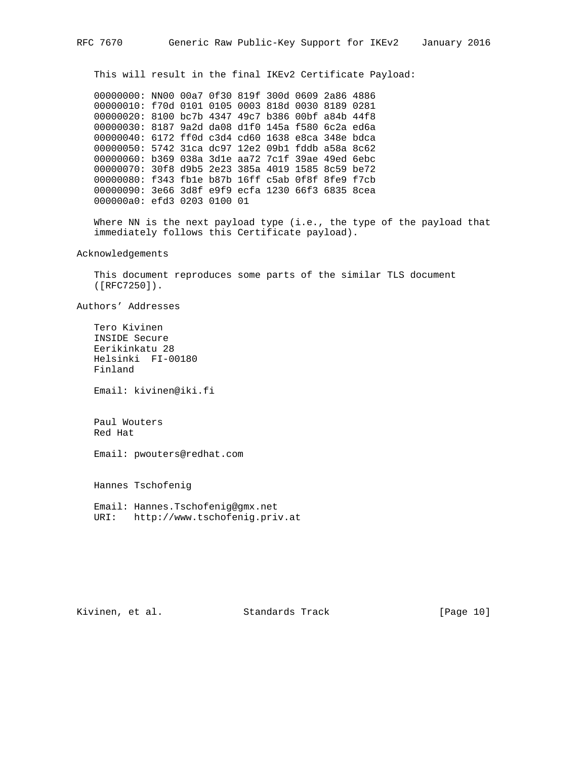This will result in the final IKEv2 Certificate Payload:

```
00000000: NN00 00a7 0f30 819f 300d 0609 2a86 4886
00000010: f70d 0101 0105 0003 818d 0030 8189 0281
00000020: 8100 bc7b 4347 49c7 b386 00bf a84b 44f8
00000030: 8187 9a2d da08 d1f0 145a f580 6c2a ed6a
00000040: 6172 ff0d c3d4 cd60 1638 e8ca 348e bdca
00000050: 5742 31ca dc97 12e2 09b1 fddb a58a 8c62
00000060: b369 038a 3d1e aa72 7c1f 39ae 49ed 6ebc
00000070: 30f8 d9b5 2e23 385a 4019 1585 8c59 be72
00000080: f343 fb1e b87b 16ff c5ab 0f8f 8fe9 f7cb
00000090: 3e66 3d8f e9f9 ecfa 1230 66f3 6835 8cea
000000a0: efd3 0203 0100 01
```

Where NN is the next payload type (i.e., the type of the payload that immediately follows this Certificate payload).

## Acknowledgements

This document reproduces some parts of the similar TLS document ([RFC7250]).

## Authors' Addresses

Tero Kivinen
INSIDE Secure
Eerikinkatu 28
Helsinki FI-00180
Finland

Email: kivinen@iki.fi

Paul Wouters
Red Hat

Email: pwouters@redhat.com

Hannes Tschofenig

Email: Hannes.Tschofenig@gmx.net
URI: http://www.tschofenig.priv.at